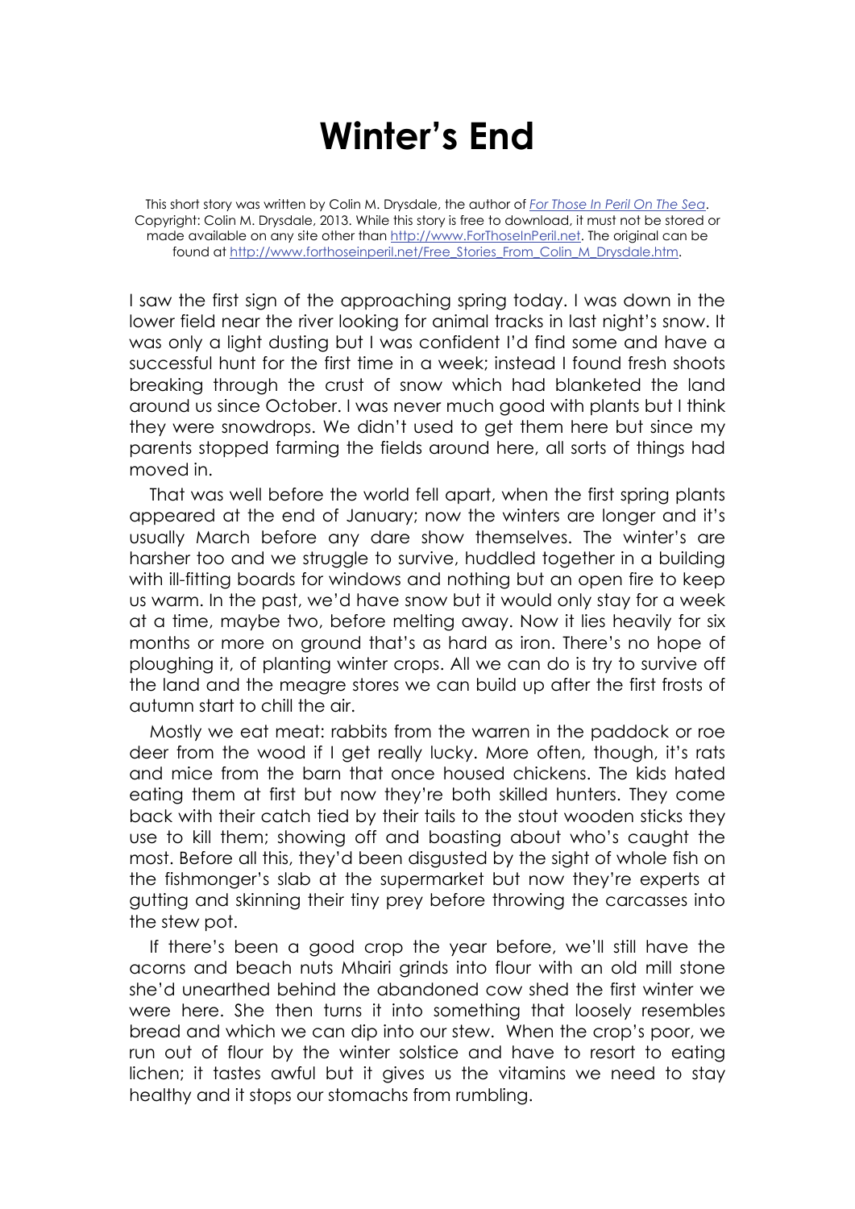# Winter's End

This short story was written by Colin M. Drysdale, the author of [*For Those In Peril On The Sea*](http://www.ForThoseInPeril.net). Copyright: Colin M. Drysdale, 2013. While this story is free to download, it must not be stored or made available on any site other than [http://www.ForThoseInPeril.net](http://www.ForThoseInPeril.net). The original can be found at [http://www.forthoseinperil.net/Free_Stories_From_Colin_M_Drysdale.htm](http://www.forthoseinperil.net/Free_Stories_From_Colin_M_Drysdale.htm).

I saw the first sign of the approaching spring today. I was down in the lower field near the river looking for animal tracks in last night's snow. It was only a light dusting but I was confident I'd find some and have a successful hunt for the first time in a week; instead I found fresh shoots breaking through the crust of snow which had blanketed the land around us since October. I was never much good with plants but I think they were snowdrops. We didn't used to get them here but since my parents stopped farming the fields around here, all sorts of things had moved in.

That was well before the world fell apart, when the first spring plants appeared at the end of January; now the winters are longer and it's usually March before any dare show themselves. The winter's are harsher too and we struggle to survive, huddled together in a building with ill-fitting boards for windows and nothing but an open fire to keep us warm. In the past, we'd have snow but it would only stay for a week at a time, maybe two, before melting away. Now it lies heavily for six months or more on ground that's as hard as iron. There's no hope of ploughing it, of planting winter crops. All we can do is try to survive off the land and the meagre stores we can build up after the first frosts of autumn start to chill the air.

Mostly we eat meat: rabbits from the warren in the paddock or roe deer from the wood if I get really lucky. More often, though, it's rats and mice from the barn that once housed chickens. The kids hated eating them at first but now they're both skilled hunters. They come back with their catch tied by their tails to the stout wooden sticks they use to kill them; showing off and boasting about who's caught the most. Before all this, they'd been disgusted by the sight of whole fish on the fishmonger's slab at the supermarket but now they're experts at gutting and skinning their tiny prey before throwing the carcasses into the stew pot.

If there's been a good crop the year before, we'll still have the acorns and beach nuts Mhairi grinds into flour with an old mill stone she'd unearthed behind the abandoned cow shed the first winter we were here. She then turns it into something that loosely resembles bread and which we can dip into our stew. When the crop's poor, we run out of flour by the winter solstice and have to resort to eating lichen; it tastes awful but it gives us the vitamins we need to stay healthy and it stops our stomachs from rumbling.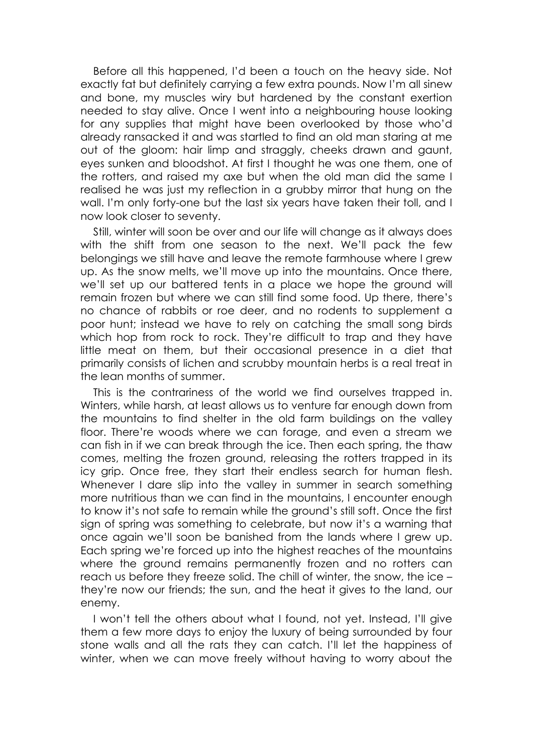Before all this happened, I'd been a touch on the heavy side. Not exactly fat but definitely carrying a few extra pounds. Now I'm all sinew and bone, my muscles wiry but hardened by the constant exertion needed to stay alive. Once I went into a neighbouring house looking for any supplies that might have been overlooked by those who'd already ransacked it and was startled to find an old man staring at me out of the gloom: hair limp and straggly, cheeks drawn and gaunt, eyes sunken and bloodshot. At first I thought he was one them, one of the rotters, and raised my axe but when the old man did the same I realised he was just my reflection in a grubby mirror that hung on the wall. I'm only forty-one but the last six years have taken their toll, and I now look closer to seventy.

Still, winter will soon be over and our life will change as it always does with the shift from one season to the next. We'll pack the few belongings we still have and leave the remote farmhouse where I grew up. As the snow melts, we'll move up into the mountains. Once there, we'll set up our battered tents in a place we hope the ground will remain frozen but where we can still find some food. Up there, there's no chance of rabbits or roe deer, and no rodents to supplement a poor hunt; instead we have to rely on catching the small song birds which hop from rock to rock. They're difficult to trap and they have little meat on them, but their occasional presence in a diet that primarily consists of lichen and scrubby mountain herbs is a real treat in the lean months of summer.

This is the contrariness of the world we find ourselves trapped in. Winters, while harsh, at least allows us to venture far enough down from the mountains to find shelter in the old farm buildings on the valley floor. There're woods where we can forage, and even a stream we can fish in if we can break through the ice. Then each spring, the thaw comes, melting the frozen ground, releasing the rotters trapped in its icy grip. Once free, they start their endless search for human flesh. Whenever I dare slip into the valley in summer in search something more nutritious than we can find in the mountains, I encounter enough to know it's not safe to remain while the ground's still soft. Once the first sign of spring was something to celebrate, but now it's a warning that once again we'll soon be banished from the lands where I grew up. Each spring we're forced up into the highest reaches of the mountains where the ground remains permanently frozen and no rotters can reach us before they freeze solid. The chill of winter, the snow, the ice – they're now our friends; the sun, and the heat it gives to the land, our enemy.

I won't tell the others about what I found, not yet. Instead, I'll give them a few more days to enjoy the luxury of being surrounded by four stone walls and all the rats they can catch. I'll let the happiness of winter, when we can move freely without having to worry about the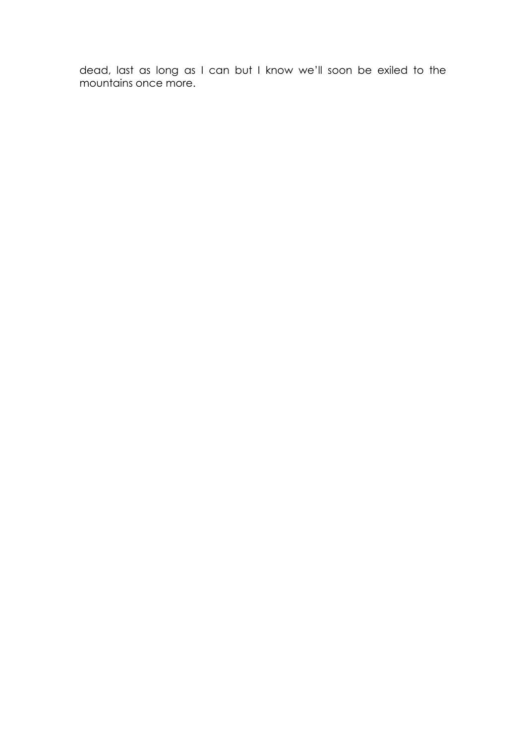dead, last as long as I can but I know we'll soon be exiled to the mountains once more.